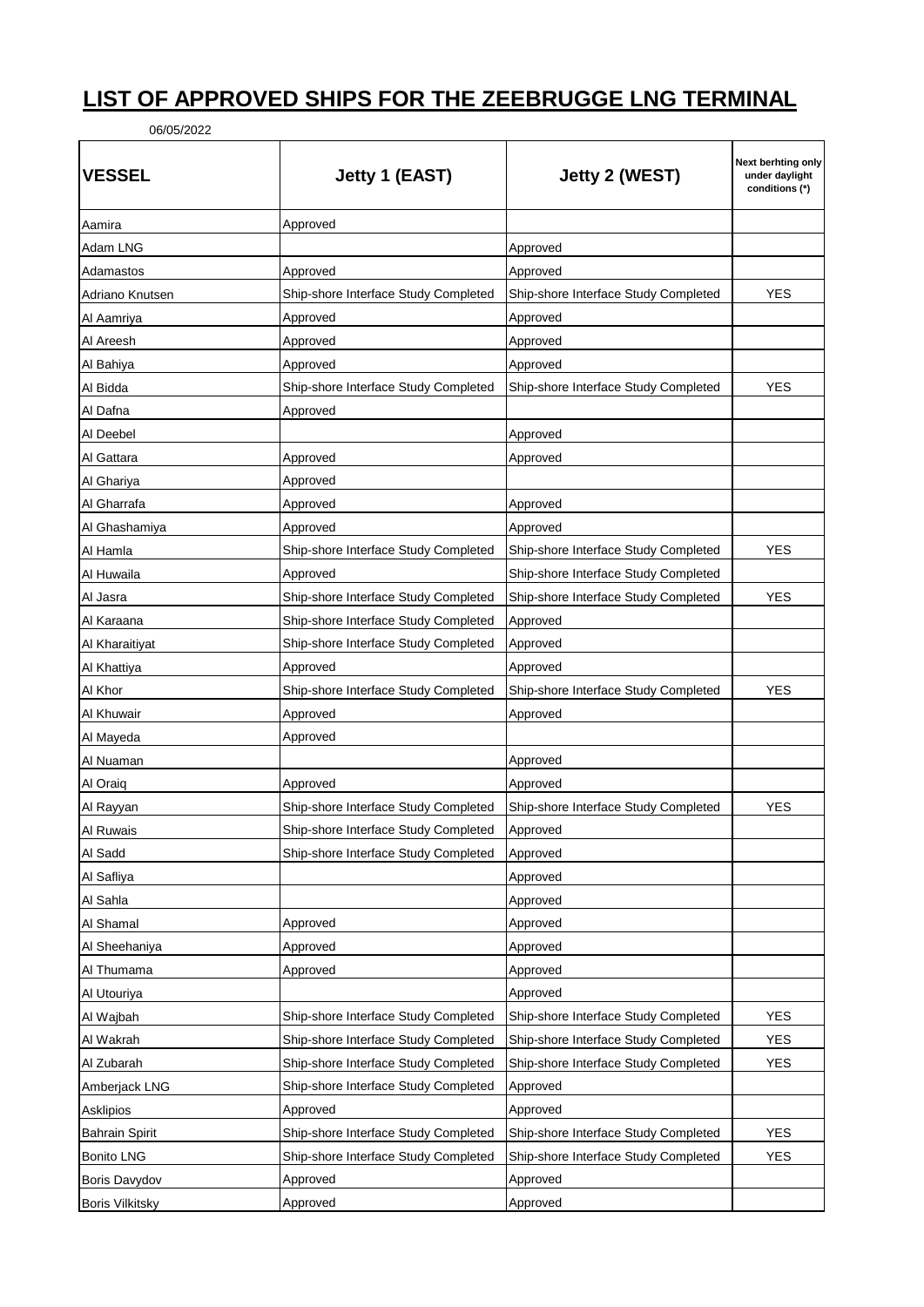# LIST OF APPROVED SHIPS FOR THE ZEEBRUGGE LNG TERMINAL

06/05/2022

| VESSEL | Jetty 1 (EAST) | Jetty 2 (WEST) | Next berhting only under daylight conditions (*) |
|---|---|---|---|
| Aamira | Approved | | |
| Adam LNG | | Approved | |
| Adamastos | Approved | Approved | |
| Adriano Knutsen | Ship-shore Interface Study Completed | Ship-shore Interface Study Completed | YES |
| Al Aamriya | Approved | Approved | |
| Al Areesh | Approved | Approved | |
| Al Bahiya | Approved | Approved | |
| Al Bidda | Ship-shore Interface Study Completed | Ship-shore Interface Study Completed | YES |
| Al Dafna | Approved | | |
| Al Deebel | | Approved | |
| Al Gattara | Approved | Approved | |
| Al Ghariya | Approved | | |
| Al Gharrafa | Approved | Approved | |
| Al Ghashamiya | Approved | Approved | |
| Al Hamla | Ship-shore Interface Study Completed | Ship-shore Interface Study Completed | YES |
| Al Huwaila | Approved | Ship-shore Interface Study Completed | |
| Al Jasra | Ship-shore Interface Study Completed | Ship-shore Interface Study Completed | YES |
| Al Karaana | Ship-shore Interface Study Completed | Approved | |
| Al Kharaitiyat | Ship-shore Interface Study Completed | Approved | |
| Al Khattiya | Approved | Approved | |
| Al Khor | Ship-shore Interface Study Completed | Ship-shore Interface Study Completed | YES |
| Al Khuwair | Approved | Approved | |
| Al Mayeda | Approved | | |
| Al Nuaman | | Approved | |
| Al Oraiq | Approved | Approved | |
| Al Rayyan | Ship-shore Interface Study Completed | Ship-shore Interface Study Completed | YES |
| Al Ruwais | Ship-shore Interface Study Completed | Approved | |
| Al Sadd | Ship-shore Interface Study Completed | Approved | |
| Al Safliya | | Approved | |
| Al Sahla | | Approved | |
| Al Shamal | Approved | Approved | |
| Al Sheehaniya | Approved | Approved | |
| Al Thumama | Approved | Approved | |
| Al Utouriya | | Approved | |
| Al Wajbah | Ship-shore Interface Study Completed | Ship-shore Interface Study Completed | YES |
| Al Wakrah | Ship-shore Interface Study Completed | Ship-shore Interface Study Completed | YES |
| Al Zubarah | Ship-shore Interface Study Completed | Ship-shore Interface Study Completed | YES |
| Amberjack LNG | Ship-shore Interface Study Completed | Approved | |
| Asklipios | Approved | Approved | |
| Bahrain Spirit | Ship-shore Interface Study Completed | Ship-shore Interface Study Completed | YES |
| Bonito LNG | Ship-shore Interface Study Completed | Ship-shore Interface Study Completed | YES |
| Boris Davydov | Approved | Approved | |
| Boris Vilkitsky | Approved | Approved | |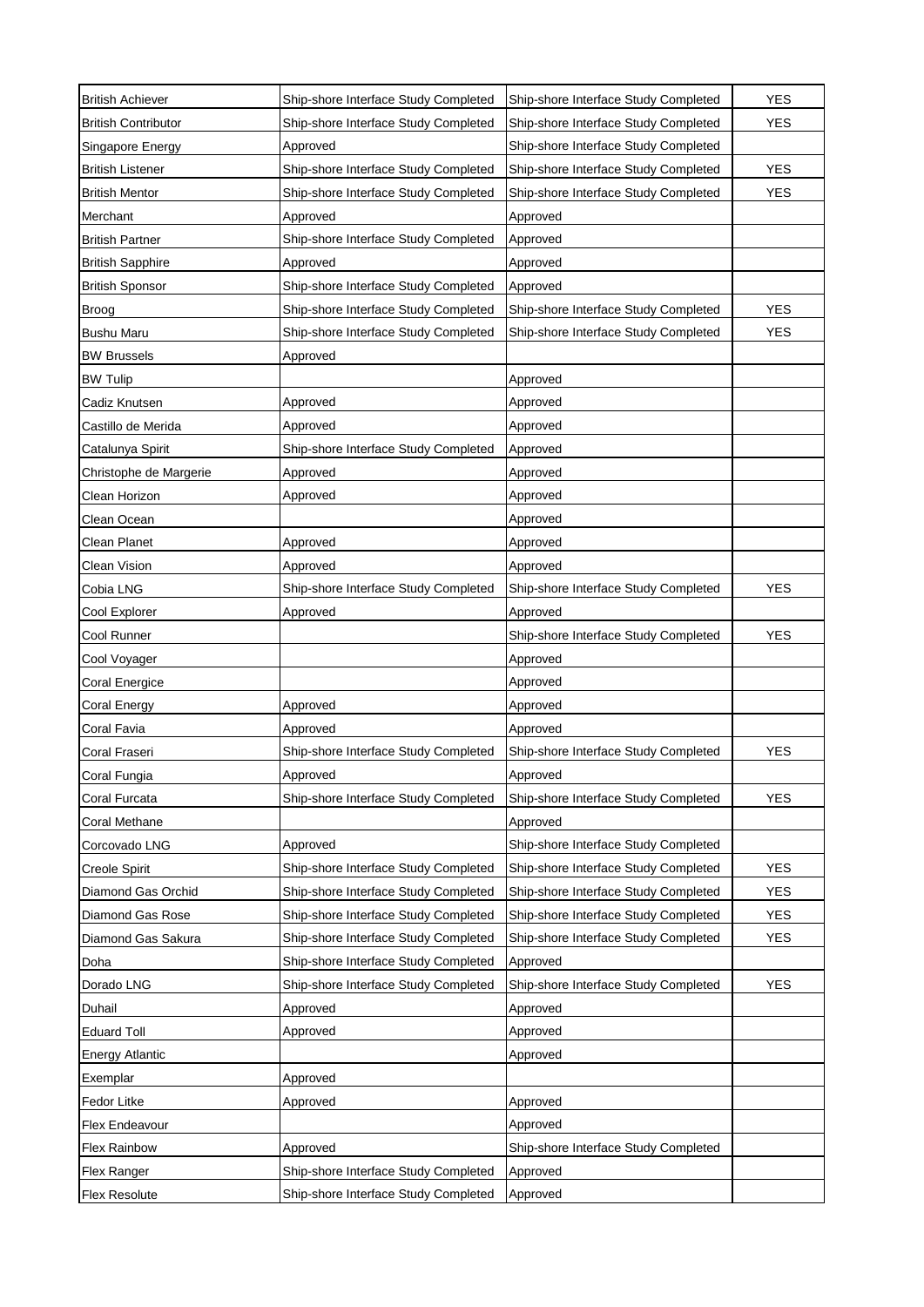| | | | |
|---|---|---|---|
| British Achiever | Ship-shore Interface Study Completed | Ship-shore Interface Study Completed | YES |
| British Contributor | Ship-shore Interface Study Completed | Ship-shore Interface Study Completed | YES |
| Singapore Energy | Approved | Ship-shore Interface Study Completed | |
| British Listener | Ship-shore Interface Study Completed | Ship-shore Interface Study Completed | YES |
| British Mentor | Ship-shore Interface Study Completed | Ship-shore Interface Study Completed | YES |
| Merchant | Approved | Approved | |
| British Partner | Ship-shore Interface Study Completed | Approved | |
| British Sapphire | Approved | Approved | |
| British Sponsor | Ship-shore Interface Study Completed | Approved | |
| Broog | Ship-shore Interface Study Completed | Ship-shore Interface Study Completed | YES |
| Bushu Maru | Ship-shore Interface Study Completed | Ship-shore Interface Study Completed | YES |
| BW Brussels | Approved | | |
| BW Tulip | | Approved | |
| Cadiz Knutsen | Approved | Approved | |
| Castillo de Merida | Approved | Approved | |
| Catalunya Spirit | Ship-shore Interface Study Completed | Approved | |
| Christophe de Margerie | Approved | Approved | |
| Clean Horizon | Approved | Approved | |
| Clean Ocean | | Approved | |
| Clean Planet | Approved | Approved | |
| Clean Vision | Approved | Approved | |
| Cobia LNG | Ship-shore Interface Study Completed | Ship-shore Interface Study Completed | YES |
| Cool Explorer | Approved | Approved | |
| Cool Runner | | Ship-shore Interface Study Completed | YES |
| Cool Voyager | | Approved | |
| Coral Energice | | Approved | |
| Coral Energy | Approved | Approved | |
| Coral Favia | Approved | Approved | |
| Coral Fraseri | Ship-shore Interface Study Completed | Ship-shore Interface Study Completed | YES |
| Coral Fungia | Approved | Approved | |
| Coral Furcata | Ship-shore Interface Study Completed | Ship-shore Interface Study Completed | YES |
| Coral Methane | | Approved | |
| Corcovado LNG | Approved | Ship-shore Interface Study Completed | |
| Creole Spirit | Ship-shore Interface Study Completed | Ship-shore Interface Study Completed | YES |
| Diamond Gas Orchid | Ship-shore Interface Study Completed | Ship-shore Interface Study Completed | YES |
| Diamond Gas Rose | Ship-shore Interface Study Completed | Ship-shore Interface Study Completed | YES |
| Diamond Gas Sakura | Ship-shore Interface Study Completed | Ship-shore Interface Study Completed | YES |
| Doha | Ship-shore Interface Study Completed | Approved | |
| Dorado LNG | Ship-shore Interface Study Completed | Ship-shore Interface Study Completed | YES |
| Duhail | Approved | Approved | |
| Eduard Toll | Approved | Approved | |
| Energy Atlantic | | Approved | |
| Exemplar | Approved | | |
| Fedor Litke | Approved | Approved | |
| Flex Endeavour | | Approved | |
| Flex Rainbow | Approved | Ship-shore Interface Study Completed | |
| Flex Ranger | Ship-shore Interface Study Completed | Approved | |
| Flex Resolute | Ship-shore Interface Study Completed | Approved | |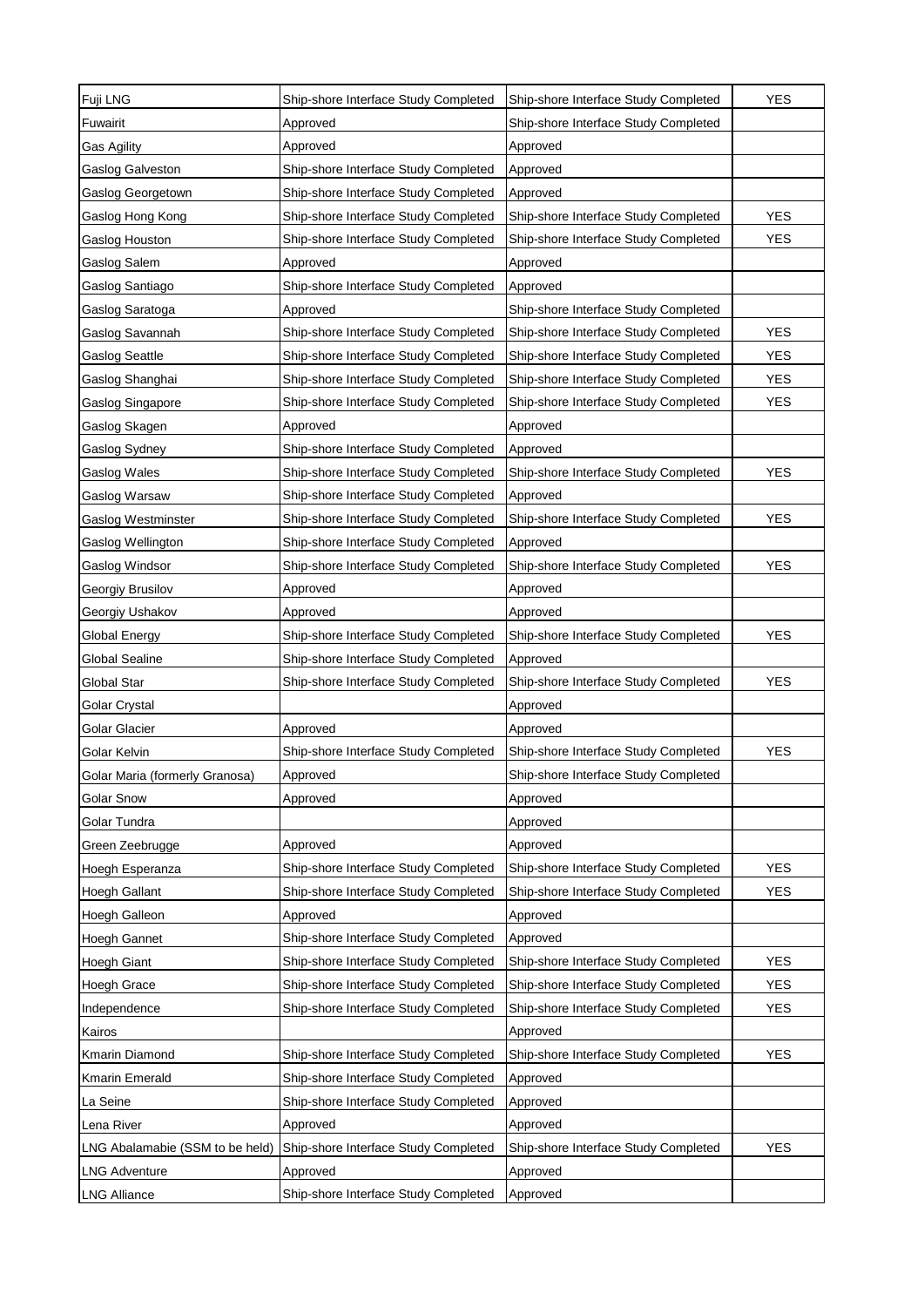| | | | |
|---|---|---|---|
| Fuji LNG | Ship-shore Interface Study Completed | Ship-shore Interface Study Completed | YES |
| Fuwairit | Approved | Ship-shore Interface Study Completed | |
| Gas Agility | Approved | Approved | |
| Gaslog Galveston | Ship-shore Interface Study Completed | Approved | |
| Gaslog Georgetown | Ship-shore Interface Study Completed | Approved | |
| Gaslog Hong Kong | Ship-shore Interface Study Completed | Ship-shore Interface Study Completed | YES |
| Gaslog Houston | Ship-shore Interface Study Completed | Ship-shore Interface Study Completed | YES |
| Gaslog Salem | Approved | Approved | |
| Gaslog Santiago | Ship-shore Interface Study Completed | Approved | |
| Gaslog Saratoga | Approved | Ship-shore Interface Study Completed | |
| Gaslog Savannah | Ship-shore Interface Study Completed | Ship-shore Interface Study Completed | YES |
| Gaslog Seattle | Ship-shore Interface Study Completed | Ship-shore Interface Study Completed | YES |
| Gaslog Shanghai | Ship-shore Interface Study Completed | Ship-shore Interface Study Completed | YES |
| Gaslog Singapore | Ship-shore Interface Study Completed | Ship-shore Interface Study Completed | YES |
| Gaslog Skagen | Approved | Approved | |
| Gaslog Sydney | Ship-shore Interface Study Completed | Approved | |
| Gaslog Wales | Ship-shore Interface Study Completed | Ship-shore Interface Study Completed | YES |
| Gaslog Warsaw | Ship-shore Interface Study Completed | Approved | |
| Gaslog Westminster | Ship-shore Interface Study Completed | Ship-shore Interface Study Completed | YES |
| Gaslog Wellington | Ship-shore Interface Study Completed | Approved | |
| Gaslog Windsor | Ship-shore Interface Study Completed | Ship-shore Interface Study Completed | YES |
| Georgiy Brusilov | Approved | Approved | |
| Georgiy Ushakov | Approved | Approved | |
| Global Energy | Ship-shore Interface Study Completed | Ship-shore Interface Study Completed | YES |
| Global Sealine | Ship-shore Interface Study Completed | Approved | |
| Global Star | Ship-shore Interface Study Completed | Ship-shore Interface Study Completed | YES |
| Golar Crystal | | Approved | |
| Golar Glacier | Approved | Approved | |
| Golar Kelvin | Ship-shore Interface Study Completed | Ship-shore Interface Study Completed | YES |
| Golar Maria (formerly Granosa) | Approved | Ship-shore Interface Study Completed | |
| Golar Snow | Approved | Approved | |
| Golar Tundra | | Approved | |
| Green Zeebrugge | Approved | Approved | |
| Hoegh Esperanza | Ship-shore Interface Study Completed | Ship-shore Interface Study Completed | YES |
| Hoegh Gallant | Ship-shore Interface Study Completed | Ship-shore Interface Study Completed | YES |
| Hoegh Galleon | Approved | Approved | |
| Hoegh Gannet | Ship-shore Interface Study Completed | Approved | |
| Hoegh Giant | Ship-shore Interface Study Completed | Ship-shore Interface Study Completed | YES |
| Hoegh Grace | Ship-shore Interface Study Completed | Ship-shore Interface Study Completed | YES |
| Independence | Ship-shore Interface Study Completed | Ship-shore Interface Study Completed | YES |
| Kairos | | Approved | |
| Kmarin Diamond | Ship-shore Interface Study Completed | Ship-shore Interface Study Completed | YES |
| Kmarin Emerald | Ship-shore Interface Study Completed | Approved | |
| La Seine | Ship-shore Interface Study Completed | Approved | |
| Lena River | Approved | Approved | |
| LNG Abalamabie (SSM to be held) | Ship-shore Interface Study Completed | Ship-shore Interface Study Completed | YES |
| LNG Adventure | Approved | Approved | |
| LNG Alliance | Ship-shore Interface Study Completed | Approved | |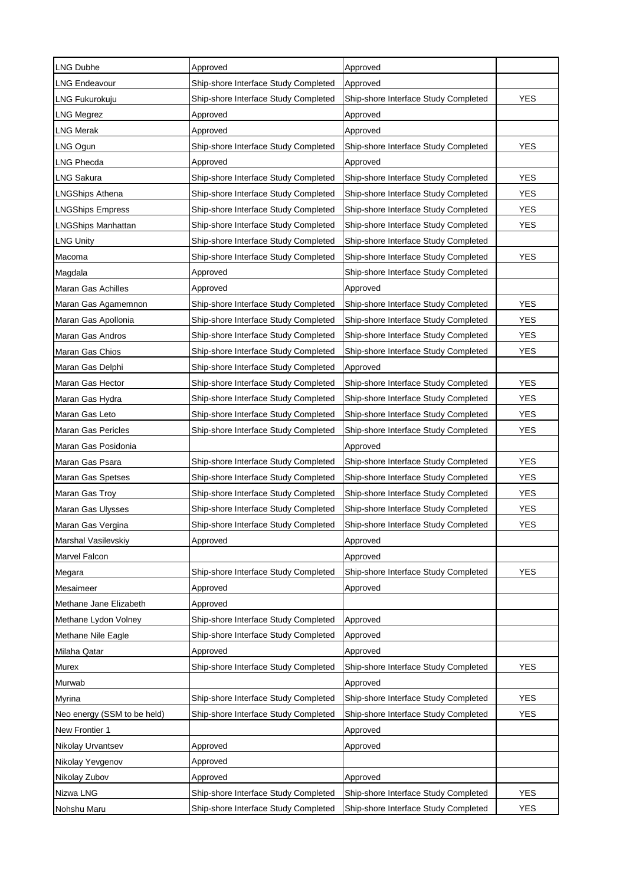| | | | |
|---|---|---|---|
| LNG Dubhe | Approved | Approved | |
| LNG Endeavour | Ship-shore Interface Study Completed | Approved | |
| LNG Fukurokuju | Ship-shore Interface Study Completed | Ship-shore Interface Study Completed | YES |
| LNG Megrez | Approved | Approved | |
| LNG Merak | Approved | Approved | |
| LNG Ogun | Ship-shore Interface Study Completed | Ship-shore Interface Study Completed | YES |
| LNG Phecda | Approved | Approved | |
| LNG Sakura | Ship-shore Interface Study Completed | Ship-shore Interface Study Completed | YES |
| LNGShips Athena | Ship-shore Interface Study Completed | Ship-shore Interface Study Completed | YES |
| LNGShips Empress | Ship-shore Interface Study Completed | Ship-shore Interface Study Completed | YES |
| LNGShips Manhattan | Ship-shore Interface Study Completed | Ship-shore Interface Study Completed | YES |
| LNG Unity | Ship-shore Interface Study Completed | Ship-shore Interface Study Completed | |
| Macoma | Ship-shore Interface Study Completed | Ship-shore Interface Study Completed | YES |
| Magdala | Approved | Ship-shore Interface Study Completed | |
| Maran Gas Achilles | Approved | Approved | |
| Maran Gas Agamemnon | Ship-shore Interface Study Completed | Ship-shore Interface Study Completed | YES |
| Maran Gas Apollonia | Ship-shore Interface Study Completed | Ship-shore Interface Study Completed | YES |
| Maran Gas Andros | Ship-shore Interface Study Completed | Ship-shore Interface Study Completed | YES |
| Maran Gas Chios | Ship-shore Interface Study Completed | Ship-shore Interface Study Completed | YES |
| Maran Gas Delphi | Ship-shore Interface Study Completed | Approved | |
| Maran Gas Hector | Ship-shore Interface Study Completed | Ship-shore Interface Study Completed | YES |
| Maran Gas Hydra | Ship-shore Interface Study Completed | Ship-shore Interface Study Completed | YES |
| Maran Gas Leto | Ship-shore Interface Study Completed | Ship-shore Interface Study Completed | YES |
| Maran Gas Pericles | Ship-shore Interface Study Completed | Ship-shore Interface Study Completed | YES |
| Maran Gas Posidonia | | Approved | |
| Maran Gas Psara | Ship-shore Interface Study Completed | Ship-shore Interface Study Completed | YES |
| Maran Gas Spetses | Ship-shore Interface Study Completed | Ship-shore Interface Study Completed | YES |
| Maran Gas Troy | Ship-shore Interface Study Completed | Ship-shore Interface Study Completed | YES |
| Maran Gas Ulysses | Ship-shore Interface Study Completed | Ship-shore Interface Study Completed | YES |
| Maran Gas Vergina | Ship-shore Interface Study Completed | Ship-shore Interface Study Completed | YES |
| Marshal Vasilevskiy | Approved | Approved | |
| Marvel Falcon | | Approved | |
| Megara | Ship-shore Interface Study Completed | Ship-shore Interface Study Completed | YES |
| Mesaimeer | Approved | Approved | |
| Methane Jane Elizabeth | Approved | | |
| Methane Lydon Volney | Ship-shore Interface Study Completed | Approved | |
| Methane Nile Eagle | Ship-shore Interface Study Completed | Approved | |
| Milaha Qatar | Approved | Approved | |
| Murex | Ship-shore Interface Study Completed | Ship-shore Interface Study Completed | YES |
| Murwab | | Approved | |
| Myrina | Ship-shore Interface Study Completed | Ship-shore Interface Study Completed | YES |
| Neo energy (SSM to be held) | Ship-shore Interface Study Completed | Ship-shore Interface Study Completed | YES |
| New Frontier 1 | | Approved | |
| Nikolay Urvantsev | Approved | Approved | |
| Nikolay Yevgenov | Approved | | |
| Nikolay Zubov | Approved | Approved | |
| Nizwa LNG | Ship-shore Interface Study Completed | Ship-shore Interface Study Completed | YES |
| Nohshu Maru | Ship-shore Interface Study Completed | Ship-shore Interface Study Completed | YES |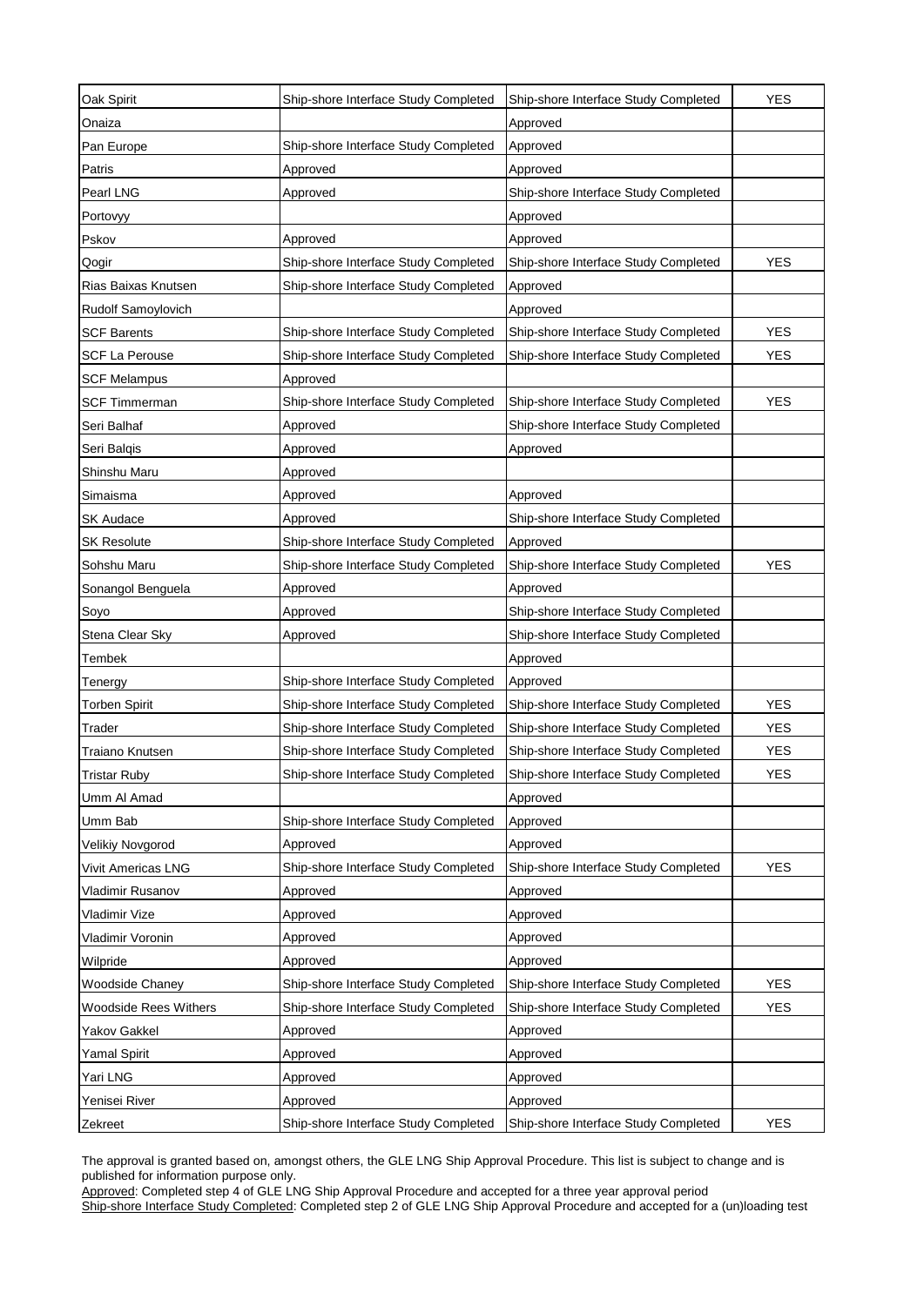| | | | |
|---|---|---|---|
| Oak Spirit | Ship-shore Interface Study Completed | Ship-shore Interface Study Completed | YES |
| Onaiza | | Approved | |
| Pan Europe | Ship-shore Interface Study Completed | Approved | |
| Patris | Approved | Approved | |
| Pearl LNG | Approved | Ship-shore Interface Study Completed | |
| Portovyy | | Approved | |
| Pskov | Approved | Approved | |
| Qogir | Ship-shore Interface Study Completed | Ship-shore Interface Study Completed | YES |
| Rias Baixas Knutsen | Ship-shore Interface Study Completed | Approved | |
| Rudolf Samoylovich | | Approved | |
| SCF Barents | Ship-shore Interface Study Completed | Ship-shore Interface Study Completed | YES |
| SCF La Perouse | Ship-shore Interface Study Completed | Ship-shore Interface Study Completed | YES |
| SCF Melampus | Approved | | |
| SCF Timmerman | Ship-shore Interface Study Completed | Ship-shore Interface Study Completed | YES |
| Seri Balhaf | Approved | Ship-shore Interface Study Completed | |
| Seri Balqis | Approved | Approved | |
| Shinshu Maru | Approved | | |
| Simaisma | Approved | Approved | |
| SK Audace | Approved | Ship-shore Interface Study Completed | |
| SK Resolute | Ship-shore Interface Study Completed | Approved | |
| Sohshu Maru | Ship-shore Interface Study Completed | Ship-shore Interface Study Completed | YES |
| Sonangol Benguela | Approved | Approved | |
| Soyo | Approved | Ship-shore Interface Study Completed | |
| Stena Clear Sky | Approved | Ship-shore Interface Study Completed | |
| Tembek | | Approved | |
| Tenergy | Ship-shore Interface Study Completed | Approved | |
| Torben Spirit | Ship-shore Interface Study Completed | Ship-shore Interface Study Completed | YES |
| Trader | Ship-shore Interface Study Completed | Ship-shore Interface Study Completed | YES |
| Traiano Knutsen | Ship-shore Interface Study Completed | Ship-shore Interface Study Completed | YES |
| Tristar Ruby | Ship-shore Interface Study Completed | Ship-shore Interface Study Completed | YES |
| Umm Al Amad | | Approved | |
| Umm Bab | Ship-shore Interface Study Completed | Approved | |
| Velikiy Novgorod | Approved | Approved | |
| Vivit Americas LNG | Ship-shore Interface Study Completed | Ship-shore Interface Study Completed | YES |
| Vladimir Rusanov | Approved | Approved | |
| Vladimir Vize | Approved | Approved | |
| Vladimir Voronin | Approved | Approved | |
| Wilpride | Approved | Approved | |
| Woodside Chaney | Ship-shore Interface Study Completed | Ship-shore Interface Study Completed | YES |
| Woodside Rees Withers | Ship-shore Interface Study Completed | Ship-shore Interface Study Completed | YES |
| Yakov Gakkel | Approved | Approved | |
| Yamal Spirit | Approved | Approved | |
| Yari LNG | Approved | Approved | |
| Yenisei River | Approved | Approved | |
| Zekreet | Ship-shore Interface Study Completed | Ship-shore Interface Study Completed | YES |

The approval is granted based on, amongst others, the GLE LNG Ship Approval Procedure. This list is subject to change and is published for information purpose only.

Approved: Completed step 4 of GLE LNG Ship Approval Procedure and accepted for a three year approval period

Ship-shore Interface Study Completed: Completed step 2 of GLE LNG Ship Approval Procedure and accepted for a (un)loading test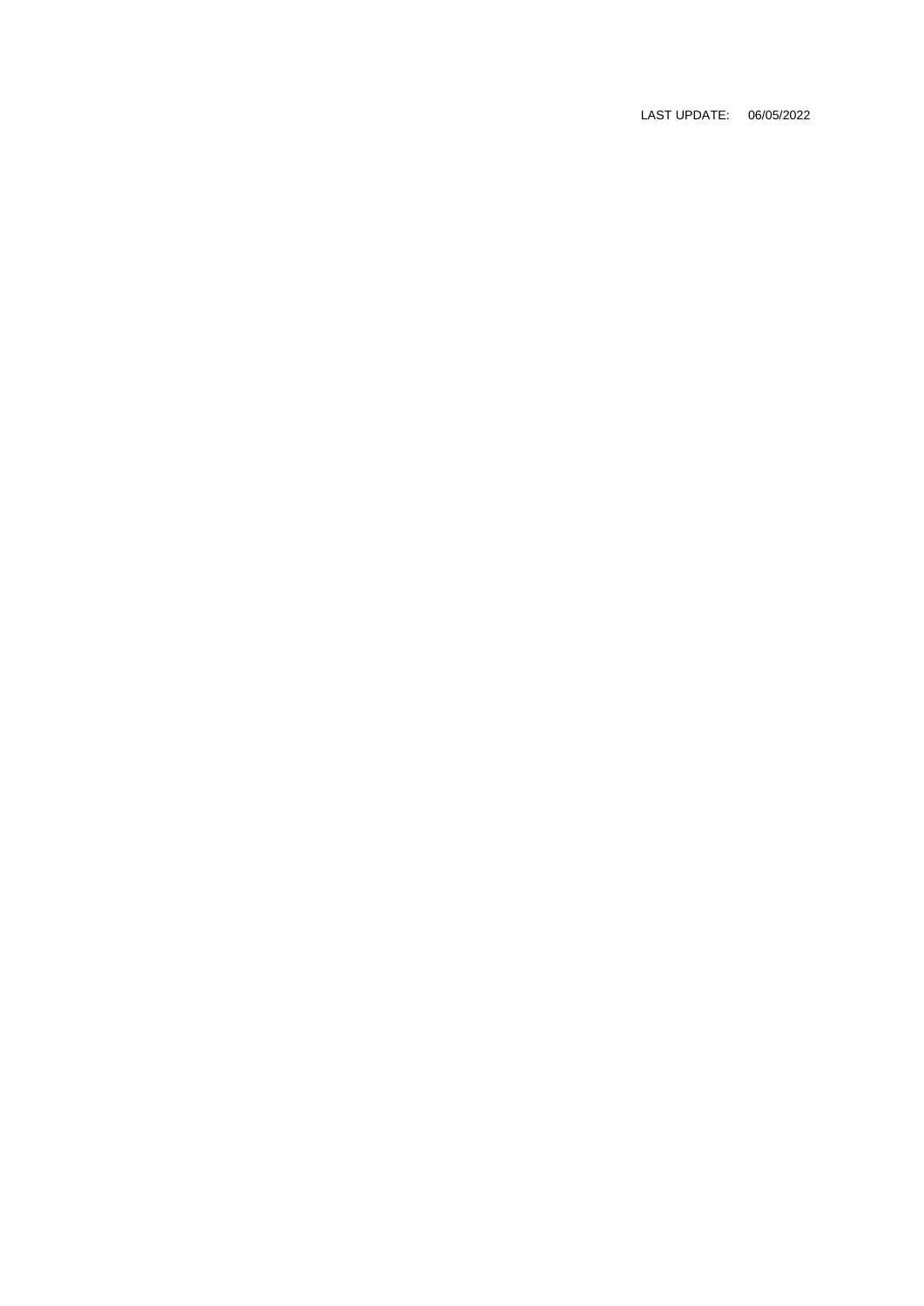LAST UPDATE: 06/05/2022